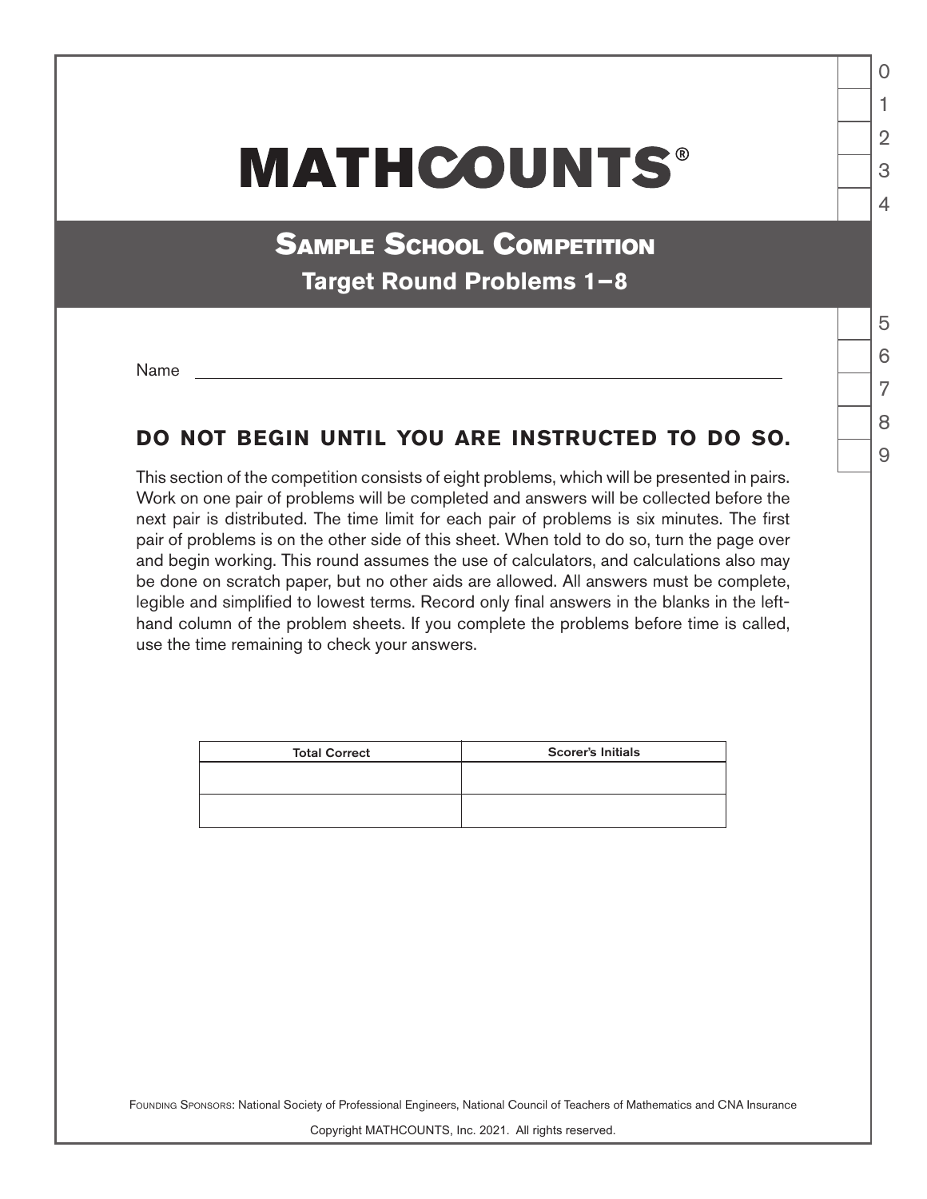# MATHCOUNTS®

## Sample School Competition

### Target Round Problems 1–8

Name ______________________________

**DO NOT BEGIN UNTIL YOU ARE INSTRUCTED TO DO SO.**

This section of the competition consists of eight problems, which will be presented in pairs. Work on one pair of problems will be completed and answers will be collected before the next pair is distributed. The time limit for each pair of problems is six minutes. The first pair of problems is on the other side of this sheet. When told to do so, turn the page over and begin working. This round assumes the use of calculators, and calculations also may be done on scratch paper, but no other aids are allowed. All answers must be complete, legible and simplified to lowest terms. Record only final answers in the blanks in the left-hand column of the problem sheets. If you complete the problems before time is called, use the time remaining to check your answers.

| Total Correct | Scorer's Initials |
| --- | --- |
| | |
| | |

Founding Sponsors: National Society of Professional Engineers, National Council of Teachers of Mathematics and CNA Insurance

Copyright MATHCOUNTS, Inc. 2021. All rights reserved.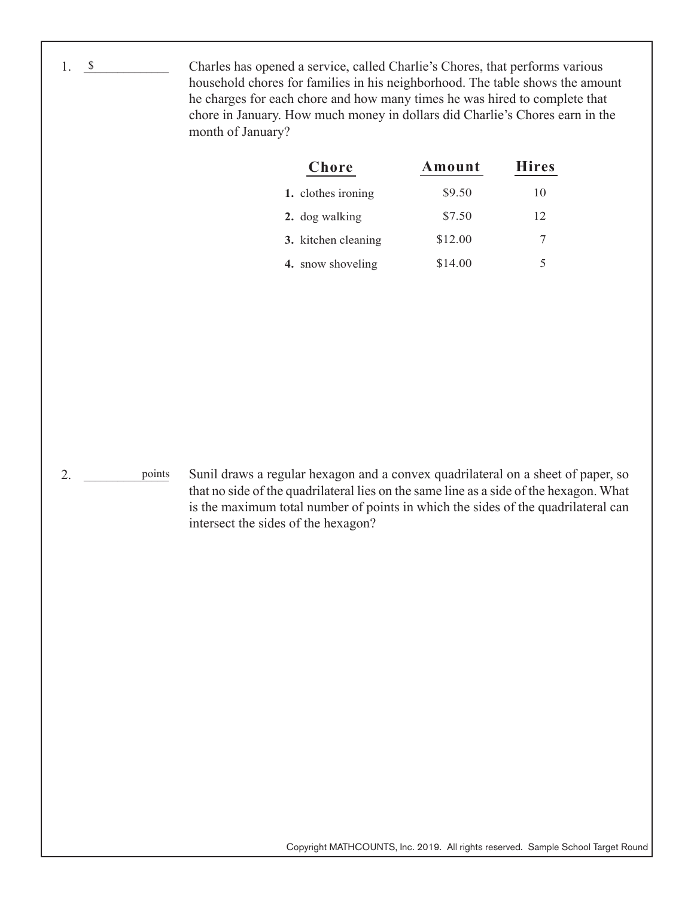1. $\_\_\_\_\_\_\_\_\_\_

Charles has opened a service, called Charlie's Chores, that performs various household chores for families in his neighborhood. The table shows the amount he charges for each chore and how many times he was hired to complete that chore in January. How much money in dollars did Charlie's Chores earn in the month of January?

| Chore | Amount | Hires |
|---|---|---|
| **1.** clothes ironing | $9.50 | 10 |
| **2.** dog walking | $7.50 | 12 |
| **3.** kitchen cleaning | $12.00 | 7 |
| **4.** snow shoveling | $14.00 | 5 |

2. \_\_\_\_\_\_\_\_\_\_ points

Sunil draws a regular hexagon and a convex quadrilateral on a sheet of paper, so that no side of the quadrilateral lies on the same line as a side of the hexagon. What is the maximum total number of points in which the sides of the quadrilateral can intersect the sides of the hexagon?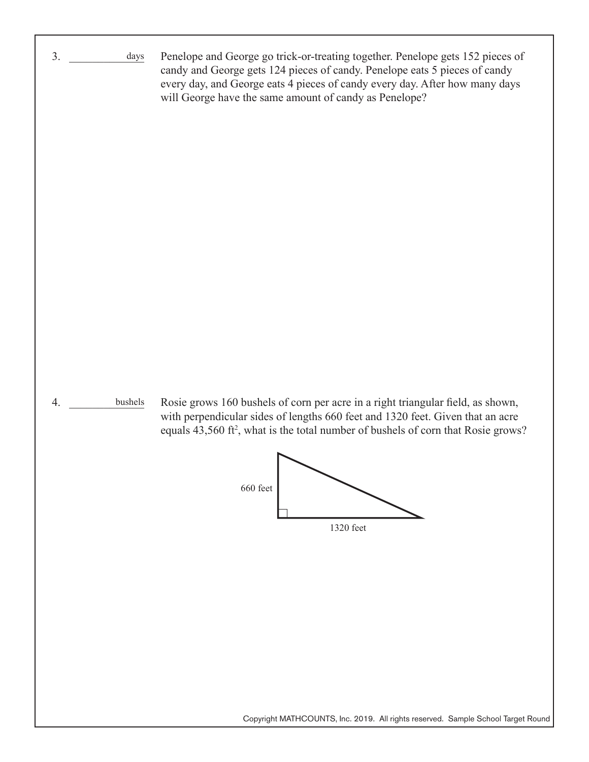3. ____________ days

Penelope and George go trick-or-treating together. Penelope gets 152 pieces of candy and George gets 124 pieces of candy. Penelope eats 5 pieces of candy every day, and George eats 4 pieces of candy every day. After how many days will George have the same amount of candy as Penelope?

4. ____________ bushels

Rosie grows 160 bushels of corn per acre in a right triangular field, as shown, with perpendicular sides of lengths 660 feet and 1320 feet. Given that an acre equals 43,560 $ft^2$, what is the total number of bushels of corn that Rosie grows?

660 feet

1320 feet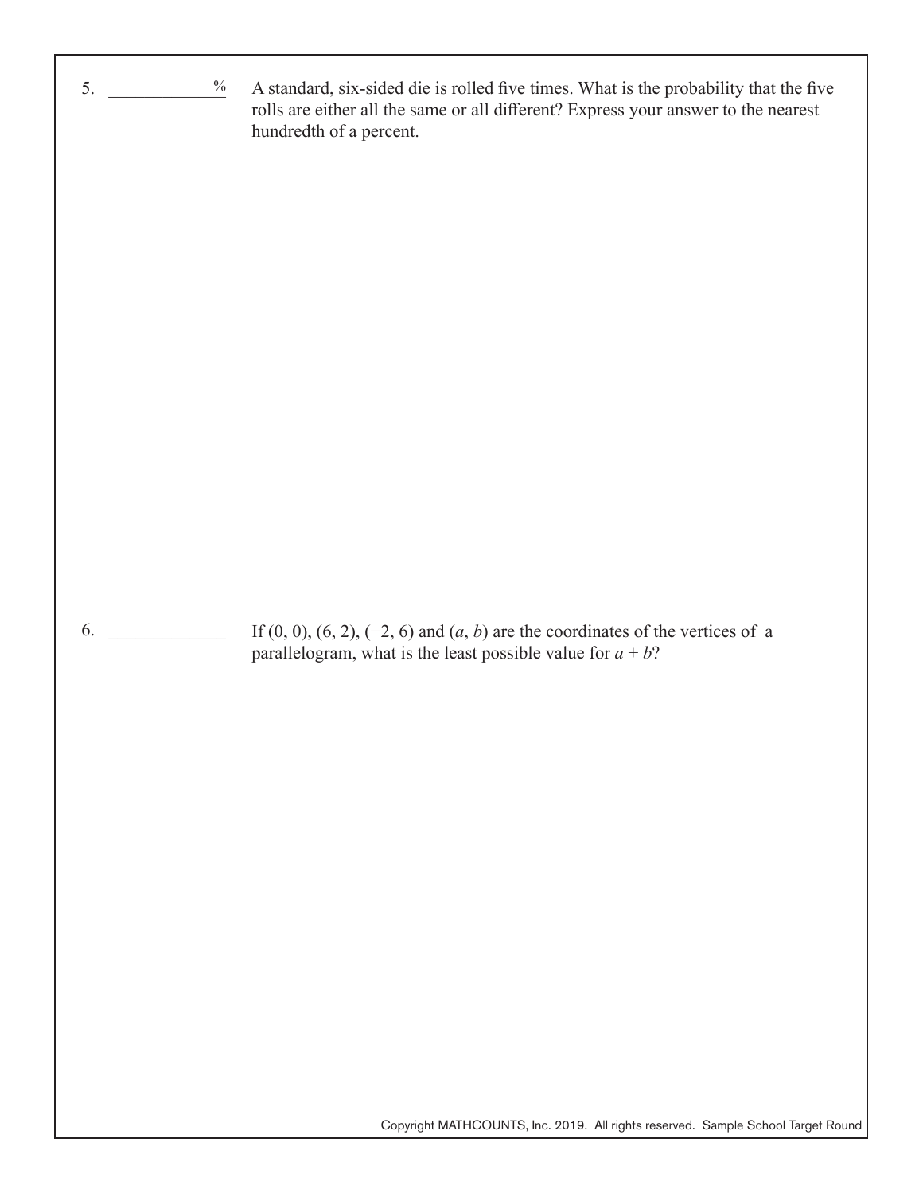5. ____________ %

A standard, six-sided die is rolled five times. What is the probability that the five rolls are either all the same or all different? Express your answer to the nearest hundredth of a percent.

6. ____________

If $(0, 0)$, $(6, 2)$, $(-2, 6)$ and $(a, b)$ are the coordinates of the vertices of a parallelogram, what is the least possible value for $a + b$?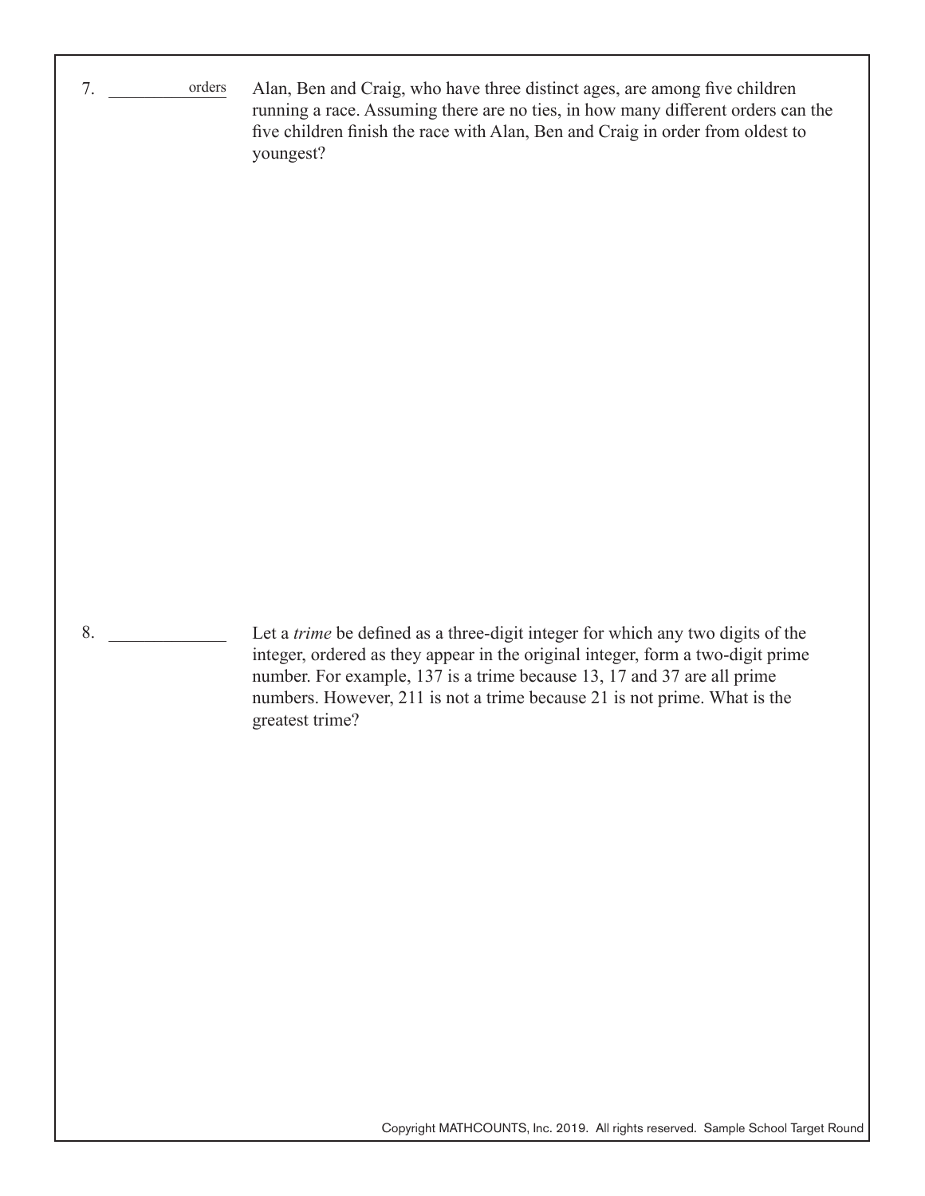7. __________ orders

Alan, Ben and Craig, who have three distinct ages, are among five children running a race. Assuming there are no ties, in how many different orders can the five children finish the race with Alan, Ben and Craig in order from oldest to youngest?

8. __________

Let a *trime* be defined as a three-digit integer for which any two digits of the integer, ordered as they appear in the original integer, form a two-digit prime number. For example, 137 is a trime because 13, 17 and 37 are all prime numbers. However, 211 is not a trime because 21 is not prime. What is the greatest trime?